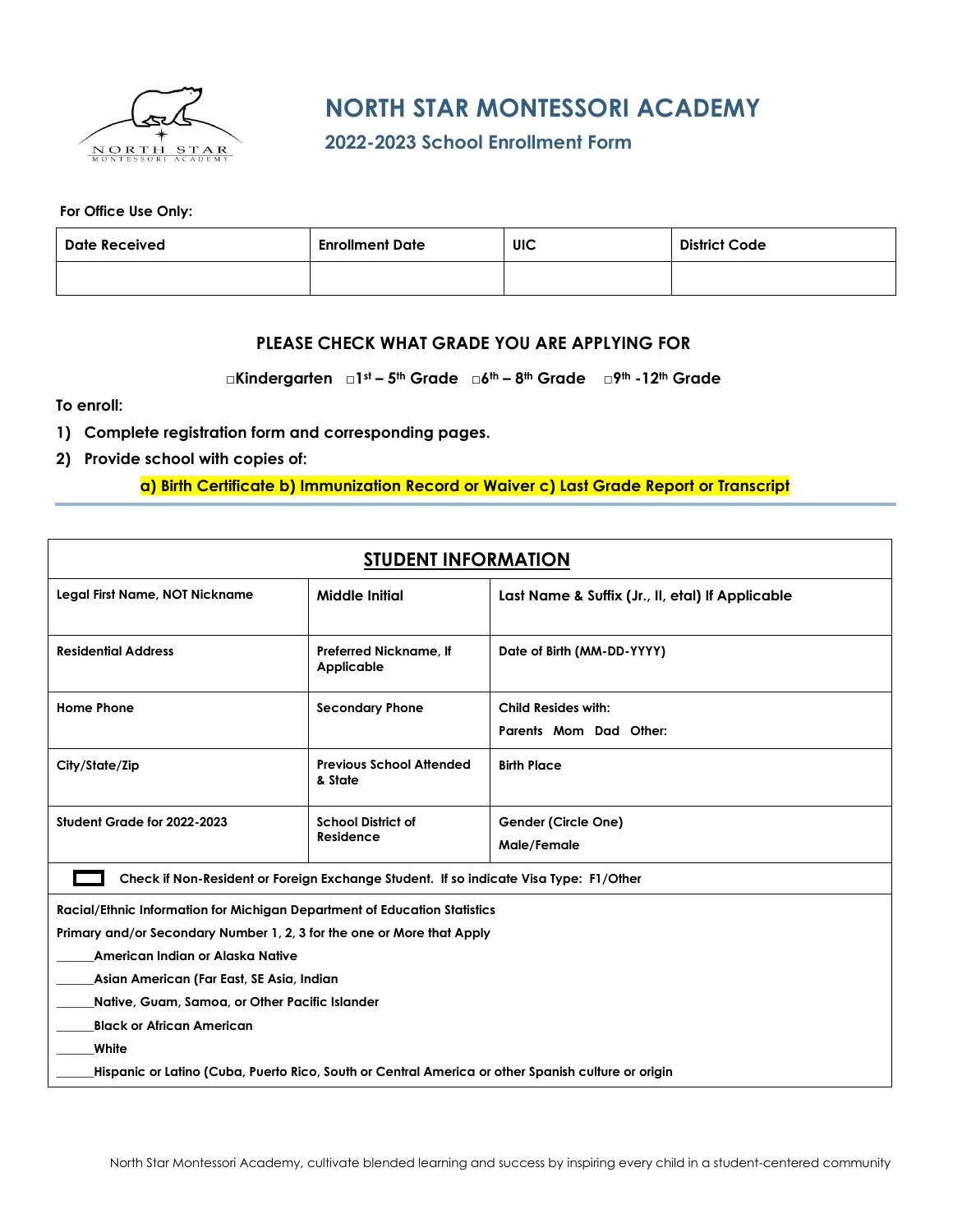# NORTH STAR MONTESSORI ACADEMY

## 2022-2023 School Enrollment Form

**For Office Use Only:**

| Date Received | Enrollment Date | UIC | District Code |
|---|---|---|---|
| | | | |

### PLEASE CHECK WHAT GRADE YOU ARE APPLYING FOR

□Kindergarten □1st – 5th Grade □6th – 8th Grade □9th -12th Grade

**To enroll:**

1) **Complete registration form and corresponding pages.**
2) **Provide school with copies of:**

**a) Birth Certificate b) Immunization Record or Waiver c) Last Grade Report or Transcript**

## STUDENT INFORMATION

| Legal First Name, NOT Nickname | Middle Initial | Last Name & Suffix (Jr., II, etal) If Applicable |
|---|---|---|
| Residential Address | Preferred Nickname, If Applicable | Date of Birth (MM-DD-YYYY) |
| Home Phone | Secondary Phone | Child Resides with: Parents Mom Dad Other: |
| City/State/Zip | Previous School Attended & State | Birth Place |
| Student Grade for 2022-2023 | School District of Residence | Gender (Circle One) Male/Female |

☐ Check if Non-Resident or Foreign Exchange Student. If so indicate Visa Type: F1/Other

**Racial/Ethnic Information for Michigan Department of Education Statistics**

**Primary and/or Secondary Number 1, 2, 3 for the one or More that Apply**

______American Indian or Alaska Native

______Asian American (Far East, SE Asia, Indian

______Native, Guam, Samoa, or Other Pacific Islander

______Black or African American

______White

______Hispanic or Latino (Cuba, Puerto Rico, South or Central America or other Spanish culture or origin

North Star Montessori Academy, cultivate blended learning and success by inspiring every child in a student-centered community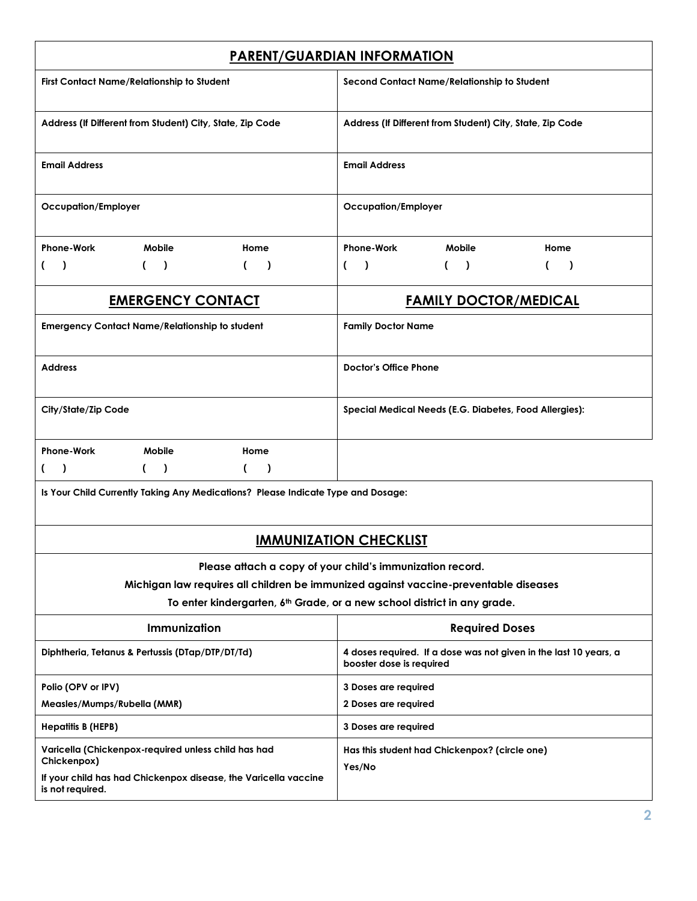## PARENT/GUARDIAN INFORMATION

| First Contact Name/Relationship to Student | Second Contact Name/Relationship to Student |
|---|---|
| Address (If Different from Student) City, State, Zip Code | Address (If Different from Student) City, State, Zip Code |
| Email Address | Email Address |
| Occupation/Employer | Occupation/Employer |
| Phone-Work ( ) Mobile ( ) Home ( ) | Phone-Work ( ) Mobile ( ) Home ( ) |

| EMERGENCY CONTACT | FAMILY DOCTOR/MEDICAL |
|---|---|
| Emergency Contact Name/Relationship to student | Family Doctor Name |
| Address | Doctor's Office Phone |
| City/State/Zip Code | Special Medical Needs (E.G. Diabetes, Food Allergies): |
| Phone-Work ( ) Mobile ( ) Home ( ) | |

**Is Your Child Currently Taking Any Medications? Please Indicate Type and Dosage:**

## IMMUNIZATION CHECKLIST

**Please attach a copy of your child's immunization record.**

**Michigan law requires all children be immunized against vaccine-preventable diseases**

**To enter kindergarten, 6th Grade, or a new school district in any grade.**

| Immunization | Required Doses |
|---|---|
| Diphtheria, Tetanus & Pertussis (DTap/DTP/DT/Td) | 4 doses required. If a dose was not given in the last 10 years, a booster dose is required |
| Polio (OPV or IPV)<br>Measles/Mumps/Rubella (MMR) | 3 Doses are required<br>2 Doses are required |
| Hepatitis B (HEPB) | 3 Doses are required |
| Varicella (Chickenpox-required unless child has had Chickenpox)<br>If your child has had Chickenpox disease, the Varicella vaccine is not required. | Has this student had Chickenpox? (circle one)<br>Yes/No |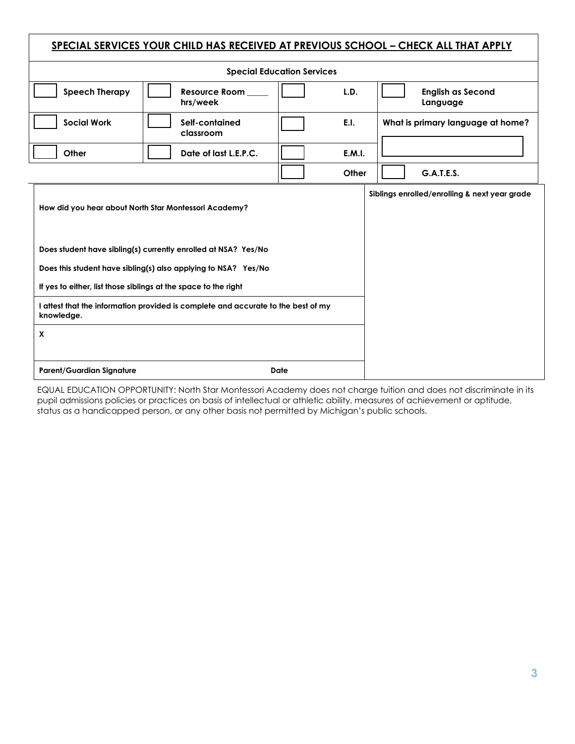## SPECIAL SERVICES YOUR CHILD HAS RECEIVED AT PREVIOUS SCHOOL – CHECK ALL THAT APPLY

**Special Education Services**

| | | | | | | | |
|---|---|---|---|---|---|---|---|
| ☐ | **Speech Therapy** | ☐ | **Resource Room _____ hrs/week** | ☐ | **L.D.** | ☐ | **English as Second Language** |
| ☐ | **Social Work** | ☐ | **Self-contained classroom** | ☐ | **E.I.** | **What is primary language at home?** | |
| ☐ | **Other** | ☐ | **Date of last I.E.P.C.** | ☐ | **E.M.I.** | | |
| | | | | ☐ | **Other** | ☐ | **G.A.T.E.S.** |

| | |
|---|---|
| **How did you hear about North Star Montessori Academy?**<br><br>**Does student have sibling(s) currently enrolled at NSA? Yes/No**<br>**Does this student have sibling(s) also applying to NSA? Yes/No**<br>**If yes to either, list those siblings at the space to the right** | **Siblings enrolled/enrolling & next year grade** |
| **I attest that the information provided is complete and accurate to the best of my knowledge.** | |
| **X** | |
| **Parent/Guardian Signature** **Date** | |

EQUAL EDUCATION OPPORTUNITY: North Star Montessori Academy does not charge tuition and does not discriminate in its pupil admissions policies or practices on basis of intellectual or athletic ability, measures of achievement or aptitude, status as a handicapped person, or any other basis not permitted by Michigan's public schools.